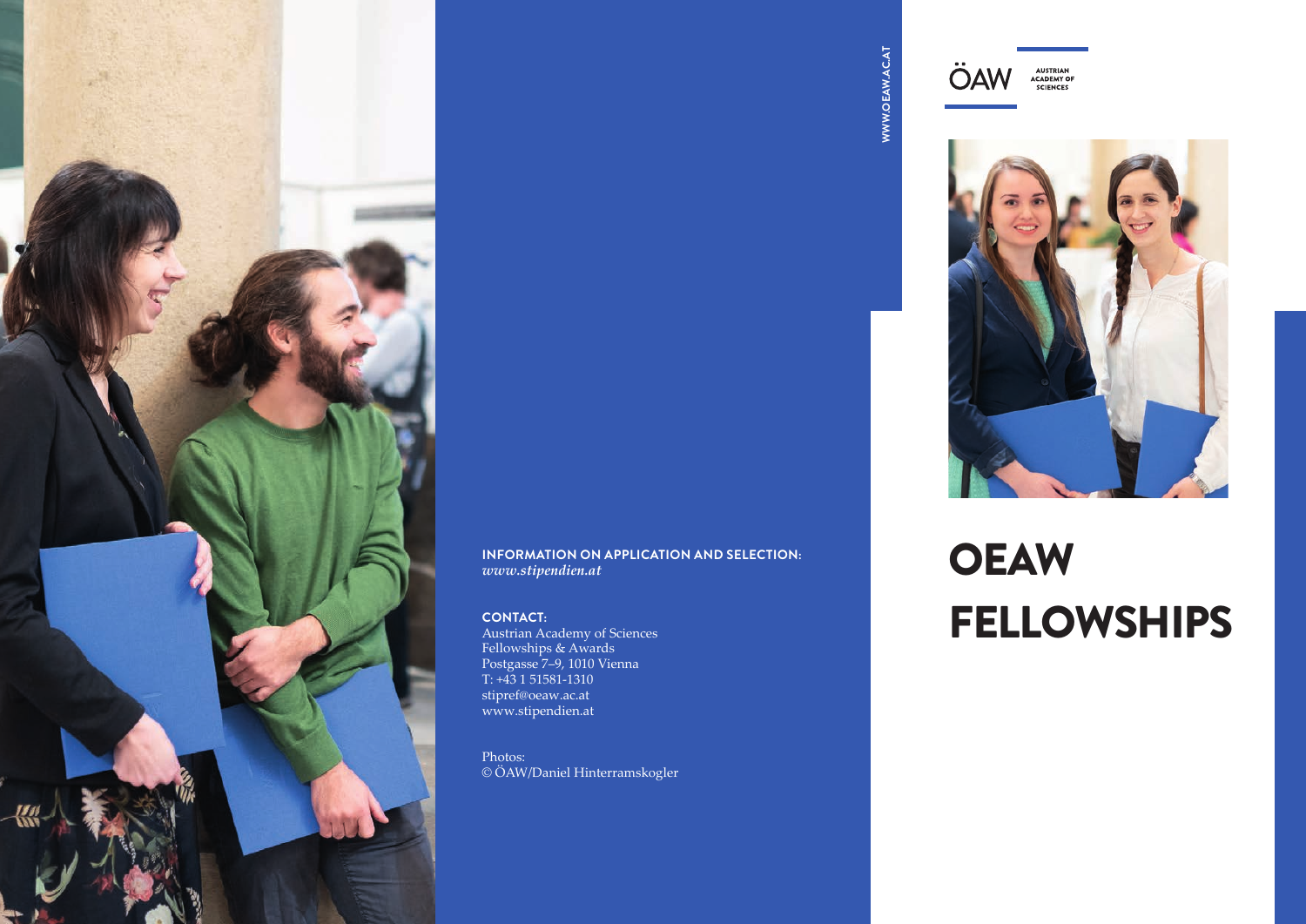# OEAW FELLOWSHIPS

ÖAW AUSTRIAN ACADEMY OF SCIENCES

WWW.OEAW.AC.AT

**INFORMATION ON APPLICATION AND SELECTION:**
*www.stipendien.at*

**CONTACT:**
Austrian Academy of Sciences
Fellowships & Awards
Postgasse 7–9, 1010 Vienna
T: +43 1 51581-1310
stipref@oeaw.ac.at
www.stipendien.at

Photos:
© ÖAW/Daniel Hinterramskogler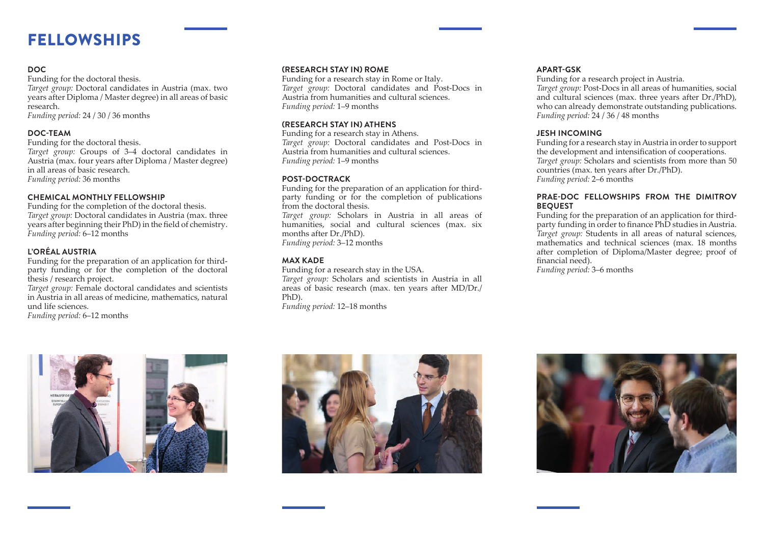# FELLOWSHIPS

### DOC

Funding for the doctoral thesis.
*Target group:* Doctoral candidates in Austria (max. two years after Diploma / Master degree) in all areas of basic research.
*Funding period:* 24 / 30 / 36 months

### DOC-TEAM

Funding for the doctoral thesis.
*Target group:* Groups of 3–4 doctoral candidates in Austria (max. four years after Diploma / Master degree) in all areas of basic research.
*Funding period:* 36 months

### CHEMICAL MONTHLY FELLOWSHIP

Funding for the completion of the doctoral thesis.
*Target group:* Doctoral candidates in Austria (max. three years after beginning their PhD) in the field of chemistry.
*Funding period:* 6–12 months

### L'ORÉAL AUSTRIA

Funding for the preparation of an application for third-party funding or for the completion of the doctoral thesis / research project.
*Target group:* Female doctoral candidates and scientists in Austria in all areas of medicine, mathematics, natural und life sciences.
*Funding period:* 6–12 months

### (RESEARCH STAY IN) ROME

Funding for a research stay in Rome or Italy.
*Target group:* Doctoral candidates and Post-Docs in Austria from humanities and cultural sciences.
*Funding period:* 1–9 months

### (RESEARCH STAY IN) ATHENS

Funding for a research stay in Athens.
*Target group:* Doctoral candidates and Post-Docs in Austria from humanities and cultural sciences.
*Funding period:* 1–9 months

### POST-DOCTRACK

Funding for the preparation of an application for third-party funding or for the completion of publications from the doctoral thesis.
*Target group:* Scholars in Austria in all areas of humanities, social and cultural sciences (max. six months after Dr./PhD).
*Funding period:* 3–12 months

### MAX KADE

Funding for a research stay in the USA.
*Target group:* Scholars and scientists in Austria in all areas of basic research (max. ten years after MD/Dr./PhD).
*Funding period:* 12–18 months

### APART-GSK

Funding for a research project in Austria.
*Target group:* Post-Docs in all areas of humanities, social and cultural sciences (max. three years after Dr./PhD), who can already demonstrate outstanding publications.
*Funding period:* 24 / 36 / 48 months

### JESH INCOMING

Funding for a research stay in Austria in order to support the development and intensification of cooperations.
*Target group:* Scholars and scientists from more than 50 countries (max. ten years after Dr./PhD).
*Funding period:* 2–6 months

### PRAE-DOC FELLOWSHIPS FROM THE DIMITROV BEQUEST

Funding for the preparation of an application for third-party funding in order to finance PhD studies in Austria.
*Target group:* Students in all areas of natural sciences, mathematics and technical sciences (max. 18 months after completion of Diploma/Master degree; proof of financial need).
*Funding period:* 3–6 months